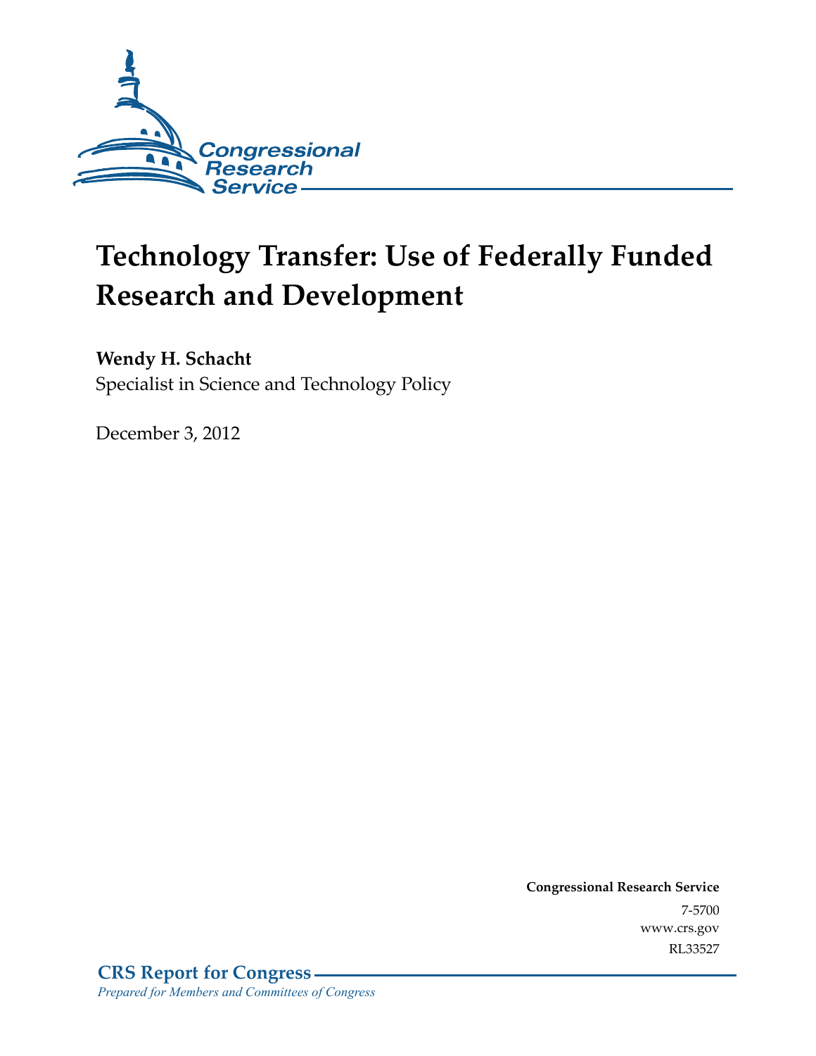Congressional Research Service

# Technology Transfer: Use of Federally Funded Research and Development

**Wendy H. Schacht**
Specialist in Science and Technology Policy

December 3, 2012

**Congressional Research Service**
7-5700
www.crs.gov
RL33527

**CRS Report for Congress**
*Prepared for Members and Committees of Congress*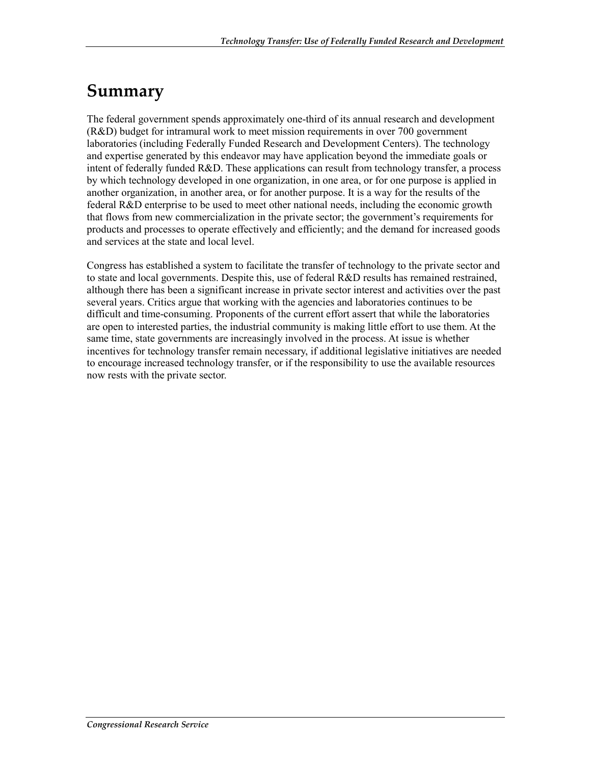# Summary

The federal government spends approximately one-third of its annual research and development (R&D) budget for intramural work to meet mission requirements in over 700 government laboratories (including Federally Funded Research and Development Centers). The technology and expertise generated by this endeavor may have application beyond the immediate goals or intent of federally funded R&D. These applications can result from technology transfer, a process by which technology developed in one organization, in one area, or for one purpose is applied in another organization, in another area, or for another purpose. It is a way for the results of the federal R&D enterprise to be used to meet other national needs, including the economic growth that flows from new commercialization in the private sector; the government's requirements for products and processes to operate effectively and efficiently; and the demand for increased goods and services at the state and local level.

Congress has established a system to facilitate the transfer of technology to the private sector and to state and local governments. Despite this, use of federal R&D results has remained restrained, although there has been a significant increase in private sector interest and activities over the past several years. Critics argue that working with the agencies and laboratories continues to be difficult and time-consuming. Proponents of the current effort assert that while the laboratories are open to interested parties, the industrial community is making little effort to use them. At the same time, state governments are increasingly involved in the process. At issue is whether incentives for technology transfer remain necessary, if additional legislative initiatives are needed to encourage increased technology transfer, or if the responsibility to use the available resources now rests with the private sector.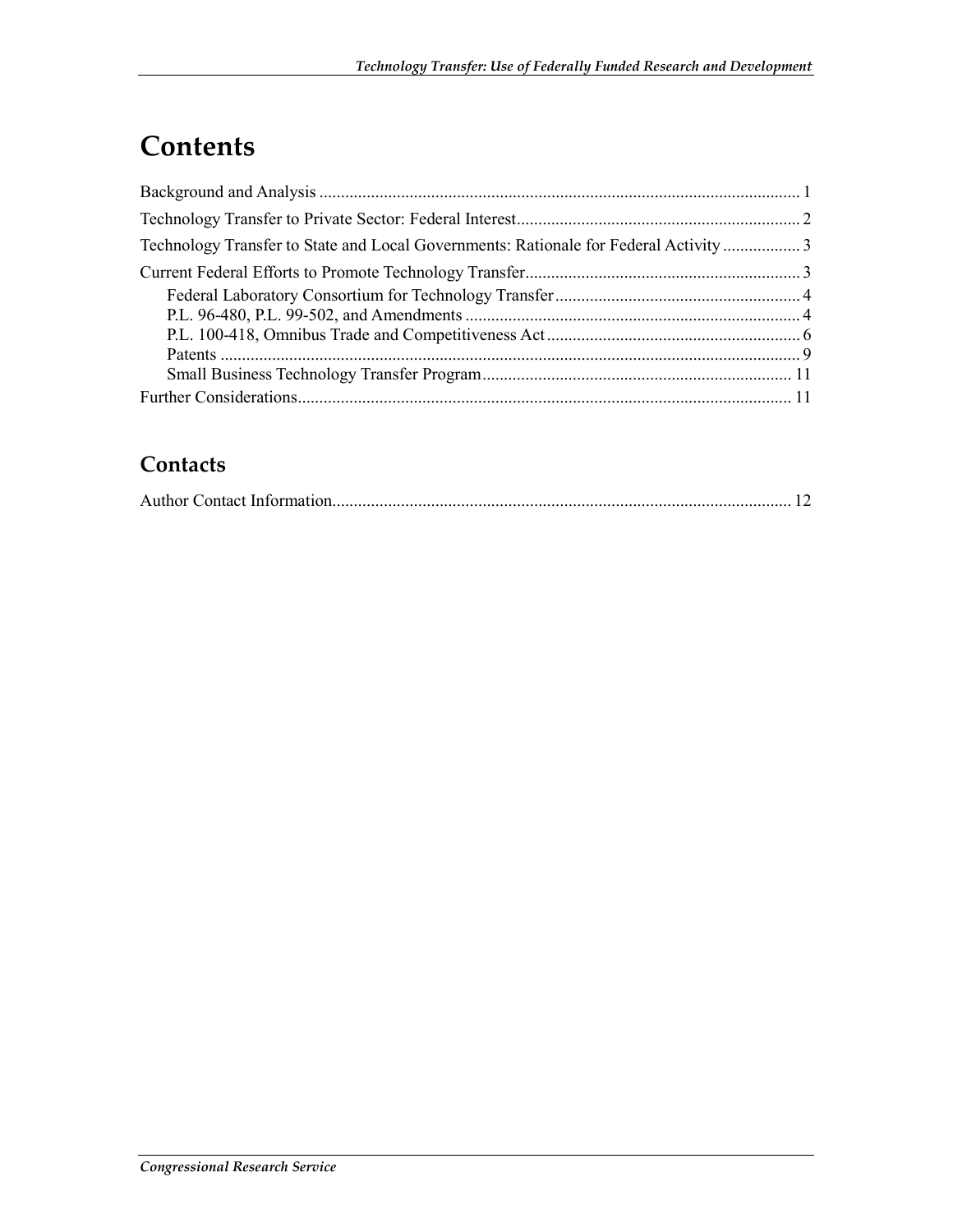# Contents

Background and Analysis ..... 1

Technology Transfer to Private Sector: Federal Interest ..... 2

Technology Transfer to State and Local Governments: Rationale for Federal Activity ..... 3

Current Federal Efforts to Promote Technology Transfer ..... 3

- Federal Laboratory Consortium for Technology Transfer ..... 4
- P.L. 96-480, P.L. 99-502, and Amendments ..... 4
- P.L. 100-418, Omnibus Trade and Competitiveness Act ..... 6
- Patents ..... 9
- Small Business Technology Transfer Program ..... 11

Further Considerations ..... 11

## Contacts

Author Contact Information ..... 12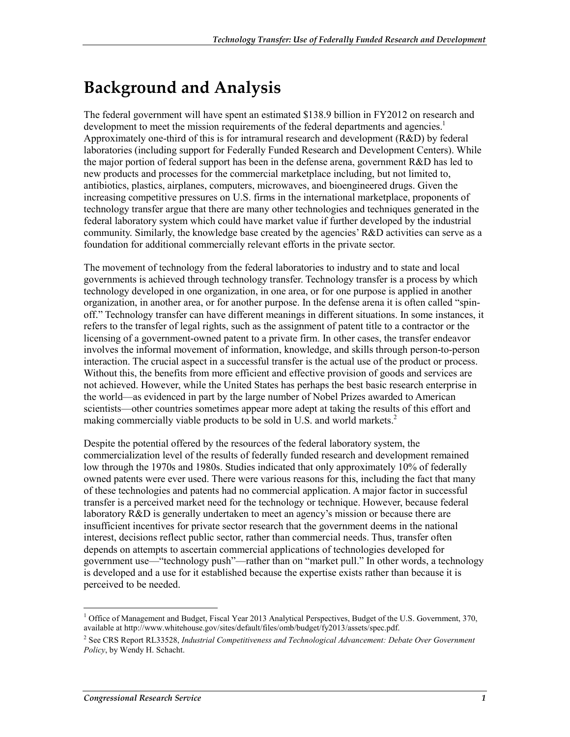# Background and Analysis

The federal government will have spent an estimated $138.9 billion in FY2012 on research and development to meet the mission requirements of the federal departments and agencies.[1] Approximately one-third of this is for intramural research and development (R&D) by federal laboratories (including support for Federally Funded Research and Development Centers). While the major portion of federal support has been in the defense arena, government R&D has led to new products and processes for the commercial marketplace including, but not limited to, antibiotics, plastics, airplanes, computers, microwaves, and bioengineered drugs. Given the increasing competitive pressures on U.S. firms in the international marketplace, proponents of technology transfer argue that there are many other technologies and techniques generated in the federal laboratory system which could have market value if further developed by the industrial community. Similarly, the knowledge base created by the agencies' R&D activities can serve as a foundation for additional commercially relevant efforts in the private sector.

The movement of technology from the federal laboratories to industry and to state and local governments is achieved through technology transfer. Technology transfer is a process by which technology developed in one organization, in one area, or for one purpose is applied in another organization, in another area, or for another purpose. In the defense arena it is often called "spin-off." Technology transfer can have different meanings in different situations. In some instances, it refers to the transfer of legal rights, such as the assignment of patent title to a contractor or the licensing of a government-owned patent to a private firm. In other cases, the transfer endeavor involves the informal movement of information, knowledge, and skills through person-to-person interaction. The crucial aspect in a successful transfer is the actual use of the product or process. Without this, the benefits from more efficient and effective provision of goods and services are not achieved. However, while the United States has perhaps the best basic research enterprise in the world—as evidenced in part by the large number of Nobel Prizes awarded to American scientists—other countries sometimes appear more adept at taking the results of this effort and making commercially viable products to be sold in U.S. and world markets.[2]

Despite the potential offered by the resources of the federal laboratory system, the commercialization level of the results of federally funded research and development remained low through the 1970s and 1980s. Studies indicated that only approximately 10% of federally owned patents were ever used. There were various reasons for this, including the fact that many of these technologies and patents had no commercial application. A major factor in successful transfer is a perceived market need for the technology or technique. However, because federal laboratory R&D is generally undertaken to meet an agency's mission or because there are insufficient incentives for private sector research that the government deems in the national interest, decisions reflect public sector, rather than commercial needs. Thus, transfer often depends on attempts to ascertain commercial applications of technologies developed for government use—"technology push"—rather than on "market pull." In other words, a technology is developed and a use for it established because the expertise exists rather than because it is perceived to be needed.

---

[1] Office of Management and Budget, Fiscal Year 2013 Analytical Perspectives, Budget of the U.S. Government, 370, available at http://www.whitehouse.gov/sites/default/files/omb/budget/fy2013/assets/spec.pdf.

[2] See CRS Report RL33528, *Industrial Competitiveness and Technological Advancement: Debate Over Government Policy*, by Wendy H. Schacht.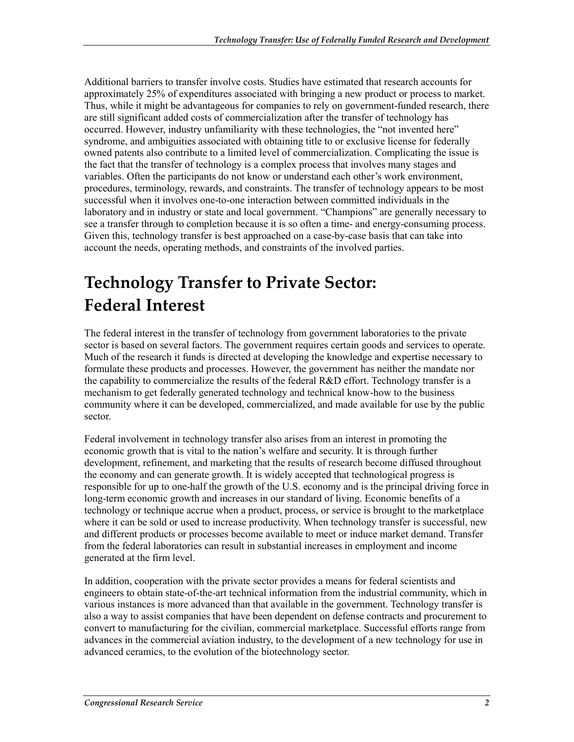Additional barriers to transfer involve costs. Studies have estimated that research accounts for approximately 25% of expenditures associated with bringing a new product or process to market. Thus, while it might be advantageous for companies to rely on government-funded research, there are still significant added costs of commercialization after the transfer of technology has occurred. However, industry unfamiliarity with these technologies, the "not invented here" syndrome, and ambiguities associated with obtaining title to or exclusive license for federally owned patents also contribute to a limited level of commercialization. Complicating the issue is the fact that the transfer of technology is a complex process that involves many stages and variables. Often the participants do not know or understand each other's work environment, procedures, terminology, rewards, and constraints. The transfer of technology appears to be most successful when it involves one-to-one interaction between committed individuals in the laboratory and in industry or state and local government. "Champions" are generally necessary to see a transfer through to completion because it is so often a time- and energy-consuming process. Given this, technology transfer is best approached on a case-by-case basis that can take into account the needs, operating methods, and constraints of the involved parties.

# Technology Transfer to Private Sector: Federal Interest

The federal interest in the transfer of technology from government laboratories to the private sector is based on several factors. The government requires certain goods and services to operate. Much of the research it funds is directed at developing the knowledge and expertise necessary to formulate these products and processes. However, the government has neither the mandate nor the capability to commercialize the results of the federal R&D effort. Technology transfer is a mechanism to get federally generated technology and technical know-how to the business community where it can be developed, commercialized, and made available for use by the public sector.

Federal involvement in technology transfer also arises from an interest in promoting the economic growth that is vital to the nation's welfare and security. It is through further development, refinement, and marketing that the results of research become diffused throughout the economy and can generate growth. It is widely accepted that technological progress is responsible for up to one-half the growth of the U.S. economy and is the principal driving force in long-term economic growth and increases in our standard of living. Economic benefits of a technology or technique accrue when a product, process, or service is brought to the marketplace where it can be sold or used to increase productivity. When technology transfer is successful, new and different products or processes become available to meet or induce market demand. Transfer from the federal laboratories can result in substantial increases in employment and income generated at the firm level.

In addition, cooperation with the private sector provides a means for federal scientists and engineers to obtain state-of-the-art technical information from the industrial community, which in various instances is more advanced than that available in the government. Technology transfer is also a way to assist companies that have been dependent on defense contracts and procurement to convert to manufacturing for the civilian, commercial marketplace. Successful efforts range from advances in the commercial aviation industry, to the development of a new technology for use in advanced ceramics, to the evolution of the biotechnology sector.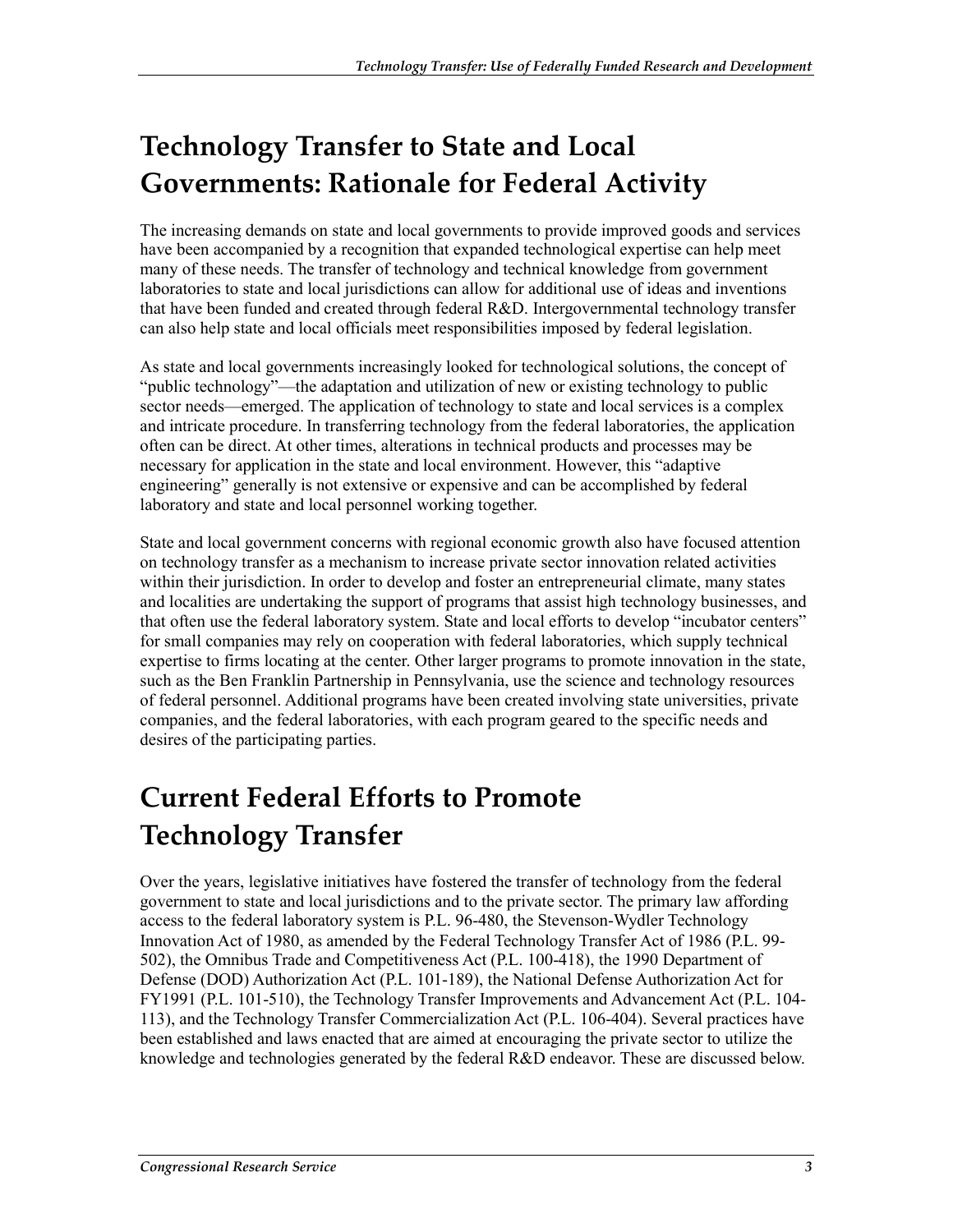## Technology Transfer to State and Local Governments: Rationale for Federal Activity

The increasing demands on state and local governments to provide improved goods and services have been accompanied by a recognition that expanded technological expertise can help meet many of these needs. The transfer of technology and technical knowledge from government laboratories to state and local jurisdictions can allow for additional use of ideas and inventions that have been funded and created through federal R&D. Intergovernmental technology transfer can also help state and local officials meet responsibilities imposed by federal legislation.

As state and local governments increasingly looked for technological solutions, the concept of "public technology"—the adaptation and utilization of new or existing technology to public sector needs—emerged. The application of technology to state and local services is a complex and intricate procedure. In transferring technology from the federal laboratories, the application often can be direct. At other times, alterations in technical products and processes may be necessary for application in the state and local environment. However, this "adaptive engineering" generally is not extensive or expensive and can be accomplished by federal laboratory and state and local personnel working together.

State and local government concerns with regional economic growth also have focused attention on technology transfer as a mechanism to increase private sector innovation related activities within their jurisdiction. In order to develop and foster an entrepreneurial climate, many states and localities are undertaking the support of programs that assist high technology businesses, and that often use the federal laboratory system. State and local efforts to develop "incubator centers" for small companies may rely on cooperation with federal laboratories, which supply technical expertise to firms locating at the center. Other larger programs to promote innovation in the state, such as the Ben Franklin Partnership in Pennsylvania, use the science and technology resources of federal personnel. Additional programs have been created involving state universities, private companies, and the federal laboratories, with each program geared to the specific needs and desires of the participating parties.

## Current Federal Efforts to Promote Technology Transfer

Over the years, legislative initiatives have fostered the transfer of technology from the federal government to state and local jurisdictions and to the private sector. The primary law affording access to the federal laboratory system is P.L. 96-480, the Stevenson-Wydler Technology Innovation Act of 1980, as amended by the Federal Technology Transfer Act of 1986 (P.L. 99-502), the Omnibus Trade and Competitiveness Act (P.L. 100-418), the 1990 Department of Defense (DOD) Authorization Act (P.L. 101-189), the National Defense Authorization Act for FY1991 (P.L. 101-510), the Technology Transfer Improvements and Advancement Act (P.L. 104-113), and the Technology Transfer Commercialization Act (P.L. 106-404). Several practices have been established and laws enacted that are aimed at encouraging the private sector to utilize the knowledge and technologies generated by the federal R&D endeavor. These are discussed below.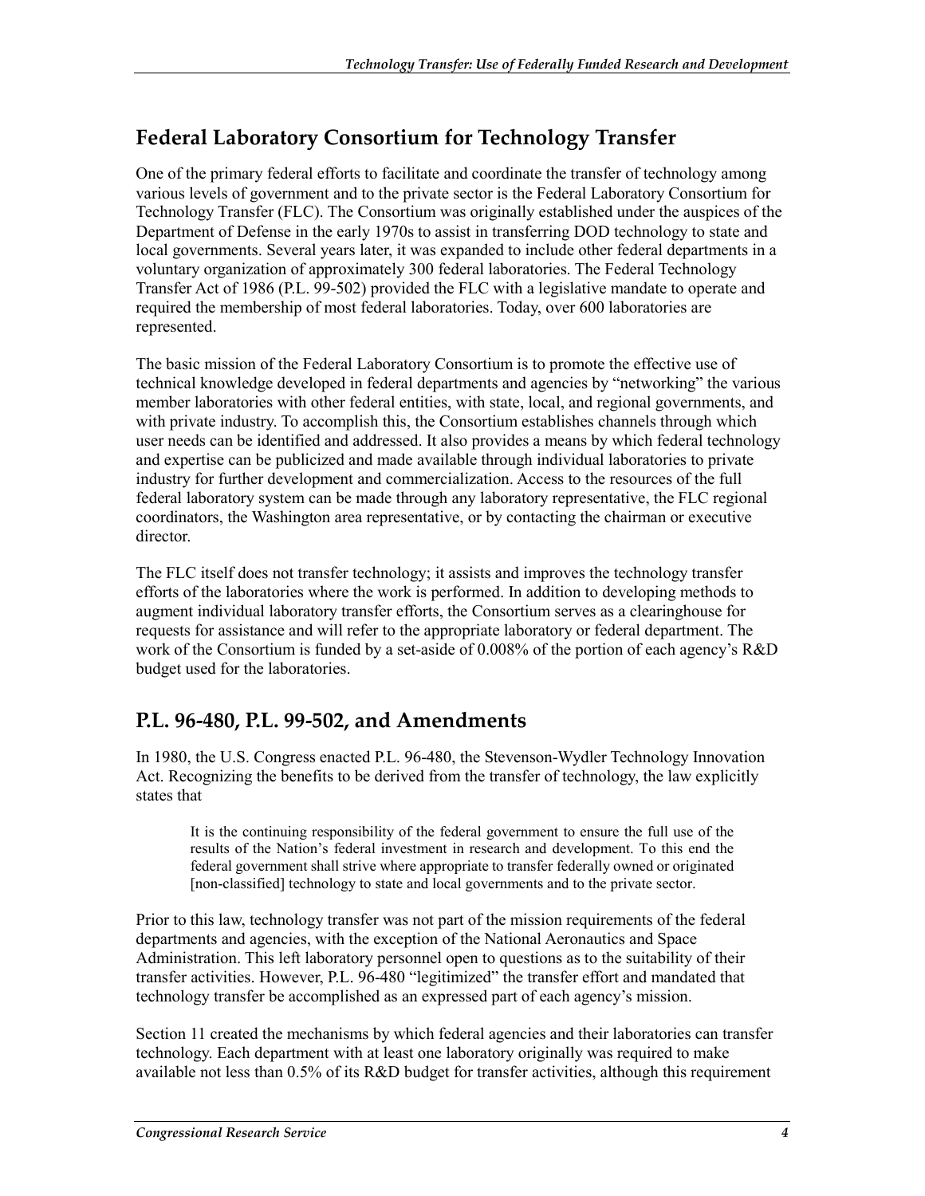## Federal Laboratory Consortium for Technology Transfer

One of the primary federal efforts to facilitate and coordinate the transfer of technology among various levels of government and to the private sector is the Federal Laboratory Consortium for Technology Transfer (FLC). The Consortium was originally established under the auspices of the Department of Defense in the early 1970s to assist in transferring DOD technology to state and local governments. Several years later, it was expanded to include other federal departments in a voluntary organization of approximately 300 federal laboratories. The Federal Technology Transfer Act of 1986 (P.L. 99-502) provided the FLC with a legislative mandate to operate and required the membership of most federal laboratories. Today, over 600 laboratories are represented.

The basic mission of the Federal Laboratory Consortium is to promote the effective use of technical knowledge developed in federal departments and agencies by "networking" the various member laboratories with other federal entities, with state, local, and regional governments, and with private industry. To accomplish this, the Consortium establishes channels through which user needs can be identified and addressed. It also provides a means by which federal technology and expertise can be publicized and made available through individual laboratories to private industry for further development and commercialization. Access to the resources of the full federal laboratory system can be made through any laboratory representative, the FLC regional coordinators, the Washington area representative, or by contacting the chairman or executive director.

The FLC itself does not transfer technology; it assists and improves the technology transfer efforts of the laboratories where the work is performed. In addition to developing methods to augment individual laboratory transfer efforts, the Consortium serves as a clearinghouse for requests for assistance and will refer to the appropriate laboratory or federal department. The work of the Consortium is funded by a set-aside of 0.008% of the portion of each agency's R&D budget used for the laboratories.

## P.L. 96-480, P.L. 99-502, and Amendments

In 1980, the U.S. Congress enacted P.L. 96-480, the Stevenson-Wydler Technology Innovation Act. Recognizing the benefits to be derived from the transfer of technology, the law explicitly states that

> It is the continuing responsibility of the federal government to ensure the full use of the results of the Nation's federal investment in research and development. To this end the federal government shall strive where appropriate to transfer federally owned or originated [non-classified] technology to state and local governments and to the private sector.

Prior to this law, technology transfer was not part of the mission requirements of the federal departments and agencies, with the exception of the National Aeronautics and Space Administration. This left laboratory personnel open to questions as to the suitability of their transfer activities. However, P.L. 96-480 "legitimized" the transfer effort and mandated that technology transfer be accomplished as an expressed part of each agency's mission.

Section 11 created the mechanisms by which federal agencies and their laboratories can transfer technology. Each department with at least one laboratory originally was required to make available not less than 0.5% of its R&D budget for transfer activities, although this requirement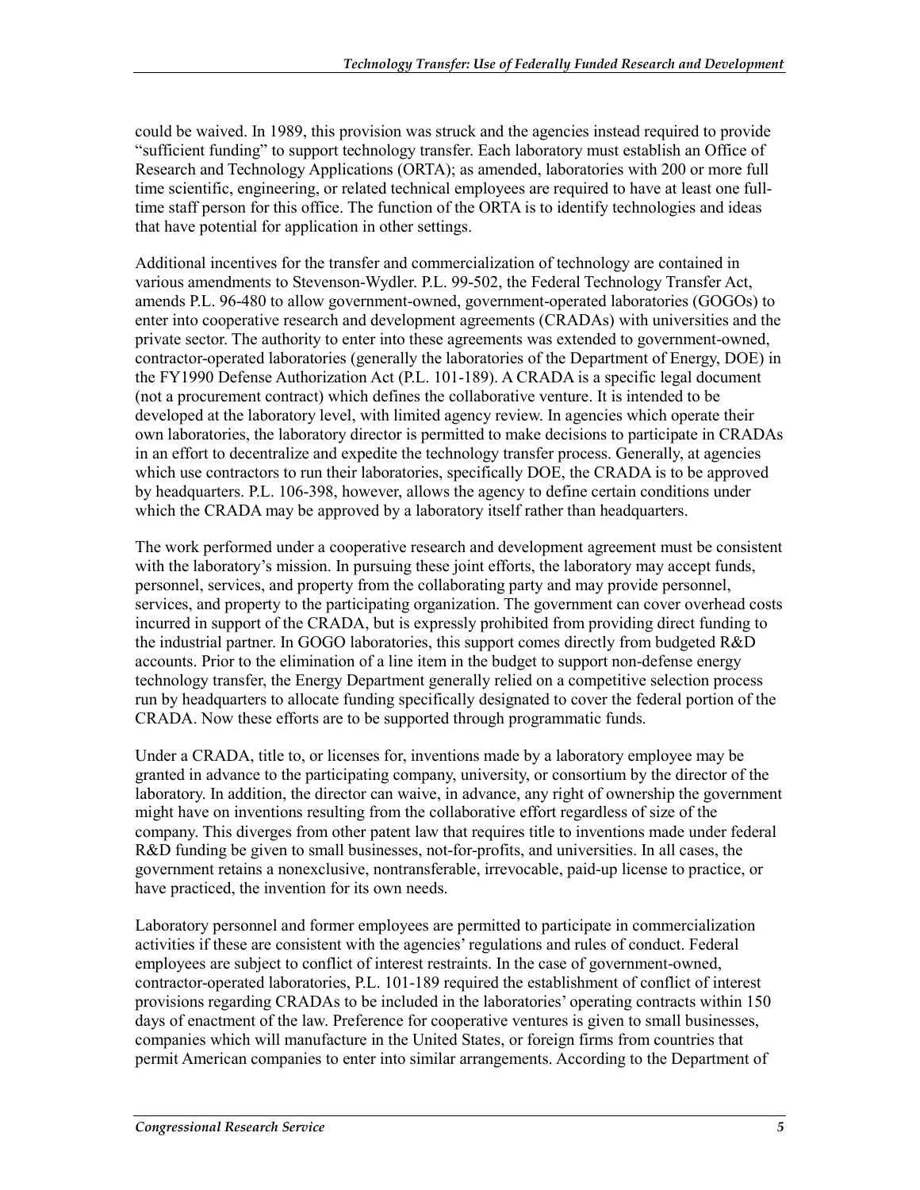could be waived. In 1989, this provision was struck and the agencies instead required to provide "sufficient funding" to support technology transfer. Each laboratory must establish an Office of Research and Technology Applications (ORTA); as amended, laboratories with 200 or more full time scientific, engineering, or related technical employees are required to have at least one full-time staff person for this office. The function of the ORTA is to identify technologies and ideas that have potential for application in other settings.

Additional incentives for the transfer and commercialization of technology are contained in various amendments to Stevenson-Wydler. P.L. 99-502, the Federal Technology Transfer Act, amends P.L. 96-480 to allow government-owned, government-operated laboratories (GOGOs) to enter into cooperative research and development agreements (CRADAs) with universities and the private sector. The authority to enter into these agreements was extended to government-owned, contractor-operated laboratories (generally the laboratories of the Department of Energy, DOE) in the FY1990 Defense Authorization Act (P.L. 101-189). A CRADA is a specific legal document (not a procurement contract) which defines the collaborative venture. It is intended to be developed at the laboratory level, with limited agency review. In agencies which operate their own laboratories, the laboratory director is permitted to make decisions to participate in CRADAs in an effort to decentralize and expedite the technology transfer process. Generally, at agencies which use contractors to run their laboratories, specifically DOE, the CRADA is to be approved by headquarters. P.L. 106-398, however, allows the agency to define certain conditions under which the CRADA may be approved by a laboratory itself rather than headquarters.

The work performed under a cooperative research and development agreement must be consistent with the laboratory's mission. In pursuing these joint efforts, the laboratory may accept funds, personnel, services, and property from the collaborating party and may provide personnel, services, and property to the participating organization. The government can cover overhead costs incurred in support of the CRADA, but is expressly prohibited from providing direct funding to the industrial partner. In GOGO laboratories, this support comes directly from budgeted R&D accounts. Prior to the elimination of a line item in the budget to support non-defense energy technology transfer, the Energy Department generally relied on a competitive selection process run by headquarters to allocate funding specifically designated to cover the federal portion of the CRADA. Now these efforts are to be supported through programmatic funds.

Under a CRADA, title to, or licenses for, inventions made by a laboratory employee may be granted in advance to the participating company, university, or consortium by the director of the laboratory. In addition, the director can waive, in advance, any right of ownership the government might have on inventions resulting from the collaborative effort regardless of size of the company. This diverges from other patent law that requires title to inventions made under federal R&D funding be given to small businesses, not-for-profits, and universities. In all cases, the government retains a nonexclusive, nontransferable, irrevocable, paid-up license to practice, or have practiced, the invention for its own needs.

Laboratory personnel and former employees are permitted to participate in commercialization activities if these are consistent with the agencies' regulations and rules of conduct. Federal employees are subject to conflict of interest restraints. In the case of government-owned, contractor-operated laboratories, P.L. 101-189 required the establishment of conflict of interest provisions regarding CRADAs to be included in the laboratories' operating contracts within 150 days of enactment of the law. Preference for cooperative ventures is given to small businesses, companies which will manufacture in the United States, or foreign firms from countries that permit American companies to enter into similar arrangements. According to the Department of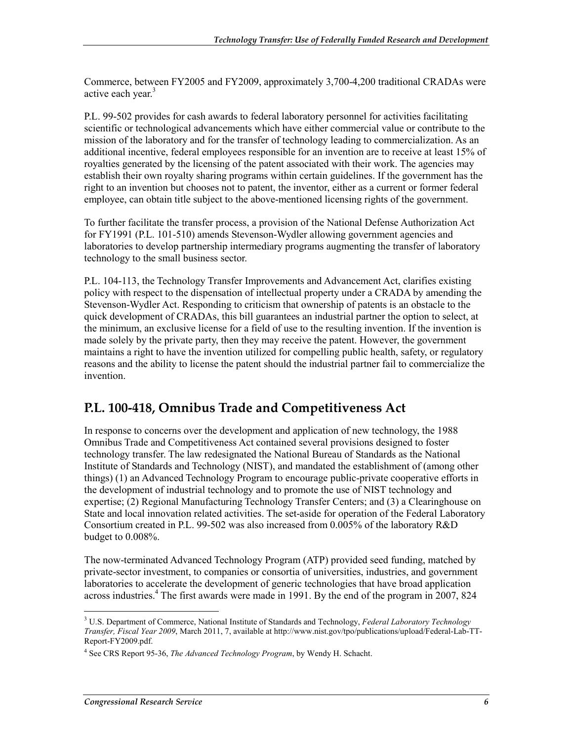Commerce, between FY2005 and FY2009, approximately 3,700-4,200 traditional CRADAs were active each year.[3]

P.L. 99-502 provides for cash awards to federal laboratory personnel for activities facilitating scientific or technological advancements which have either commercial value or contribute to the mission of the laboratory and for the transfer of technology leading to commercialization. As an additional incentive, federal employees responsible for an invention are to receive at least 15% of royalties generated by the licensing of the patent associated with their work. The agencies may establish their own royalty sharing programs within certain guidelines. If the government has the right to an invention but chooses not to patent, the inventor, either as a current or former federal employee, can obtain title subject to the above-mentioned licensing rights of the government.

To further facilitate the transfer process, a provision of the National Defense Authorization Act for FY1991 (P.L. 101-510) amends Stevenson-Wydler allowing government agencies and laboratories to develop partnership intermediary programs augmenting the transfer of laboratory technology to the small business sector.

P.L. 104-113, the Technology Transfer Improvements and Advancement Act, clarifies existing policy with respect to the dispensation of intellectual property under a CRADA by amending the Stevenson-Wydler Act. Responding to criticism that ownership of patents is an obstacle to the quick development of CRADAs, this bill guarantees an industrial partner the option to select, at the minimum, an exclusive license for a field of use to the resulting invention. If the invention is made solely by the private party, then they may receive the patent. However, the government maintains a right to have the invention utilized for compelling public health, safety, or regulatory reasons and the ability to license the patent should the industrial partner fail to commercialize the invention.

## P.L. 100-418, Omnibus Trade and Competitiveness Act

In response to concerns over the development and application of new technology, the 1988 Omnibus Trade and Competitiveness Act contained several provisions designed to foster technology transfer. The law redesignated the National Bureau of Standards as the National Institute of Standards and Technology (NIST), and mandated the establishment of (among other things) (1) an Advanced Technology Program to encourage public-private cooperative efforts in the development of industrial technology and to promote the use of NIST technology and expertise; (2) Regional Manufacturing Technology Transfer Centers; and (3) a Clearinghouse on State and local innovation related activities. The set-aside for operation of the Federal Laboratory Consortium created in P.L. 99-502 was also increased from 0.005% of the laboratory R&D budget to 0.008%.

The now-terminated Advanced Technology Program (ATP) provided seed funding, matched by private-sector investment, to companies or consortia of universities, industries, and government laboratories to accelerate the development of generic technologies that have broad application across industries.[4] The first awards were made in 1991. By the end of the program in 2007, 824

---

[3] U.S. Department of Commerce, National Institute of Standards and Technology, *Federal Laboratory Technology Transfer, Fiscal Year 2009*, March 2011, 7, available at http://www.nist.gov/tpo/publications/upload/Federal-Lab-TT-Report-FY2009.pdf.

[4] See CRS Report 95-36, *The Advanced Technology Program*, by Wendy H. Schacht.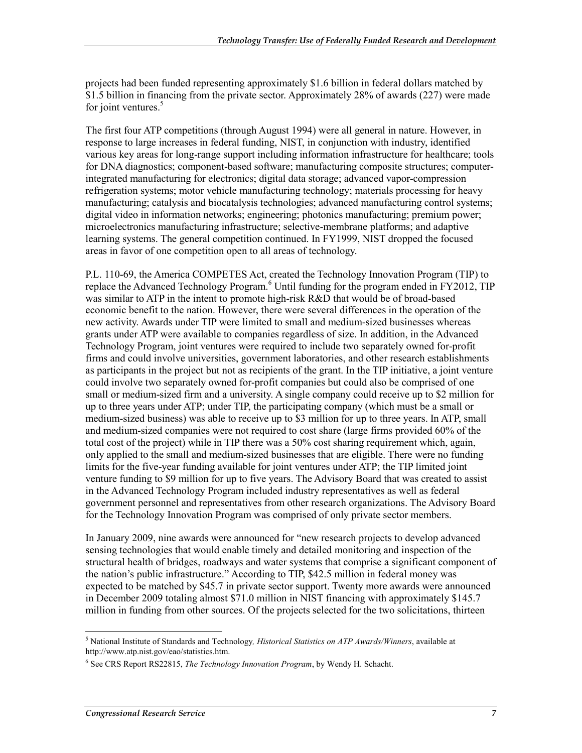projects had been funded representing approximately $1.6 billion in federal dollars matched by $1.5 billion in financing from the private sector. Approximately 28% of awards (227) were made for joint ventures.[5]

The first four ATP competitions (through August 1994) were all general in nature. However, in response to large increases in federal funding, NIST, in conjunction with industry, identified various key areas for long-range support including information infrastructure for healthcare; tools for DNA diagnostics; component-based software; manufacturing composite structures; computer-integrated manufacturing for electronics; digital data storage; advanced vapor-compression refrigeration systems; motor vehicle manufacturing technology; materials processing for heavy manufacturing; catalysis and biocatalysis technologies; advanced manufacturing control systems; digital video in information networks; engineering; photonics manufacturing; premium power; microelectronics manufacturing infrastructure; selective-membrane platforms; and adaptive learning systems. The general competition continued. In FY1999, NIST dropped the focused areas in favor of one competition open to all areas of technology.

P.L. 110-69, the America COMPETES Act, created the Technology Innovation Program (TIP) to replace the Advanced Technology Program.[6] Until funding for the program ended in FY2012, TIP was similar to ATP in the intent to promote high-risk R&D that would be of broad-based economic benefit to the nation. However, there were several differences in the operation of the new activity. Awards under TIP were limited to small and medium-sized businesses whereas grants under ATP were available to companies regardless of size. In addition, in the Advanced Technology Program, joint ventures were required to include two separately owned for-profit firms and could involve universities, government laboratories, and other research establishments as participants in the project but not as recipients of the grant. In the TIP initiative, a joint venture could involve two separately owned for-profit companies but could also be comprised of one small or medium-sized firm and a university. A single company could receive up to $2 million for up to three years under ATP; under TIP, the participating company (which must be a small or medium-sized business) was able to receive up to $3 million for up to three years. In ATP, small and medium-sized companies were not required to cost share (large firms provided 60% of the total cost of the project) while in TIP there was a 50% cost sharing requirement which, again, only applied to the small and medium-sized businesses that are eligible. There were no funding limits for the five-year funding available for joint ventures under ATP; the TIP limited joint venture funding to $9 million for up to five years. The Advisory Board that was created to assist in the Advanced Technology Program included industry representatives as well as federal government personnel and representatives from other research organizations. The Advisory Board for the Technology Innovation Program was comprised of only private sector members.

In January 2009, nine awards were announced for "new research projects to develop advanced sensing technologies that would enable timely and detailed monitoring and inspection of the structural health of bridges, roadways and water systems that comprise a significant component of the nation's public infrastructure." According to TIP, $42.5 million in federal money was expected to be matched by $45.7 in private sector support. Twenty more awards were announced in December 2009 totaling almost $71.0 million in NIST financing with approximately $145.7 million in funding from other sources. Of the projects selected for the two solicitations, thirteen

[5] National Institute of Standards and Technology*, Historical Statistics on ATP Awards/Winners*, available at http://www.atp.nist.gov/eao/statistics.htm.

[6] See CRS Report RS22815, *The Technology Innovation Program*, by Wendy H. Schacht.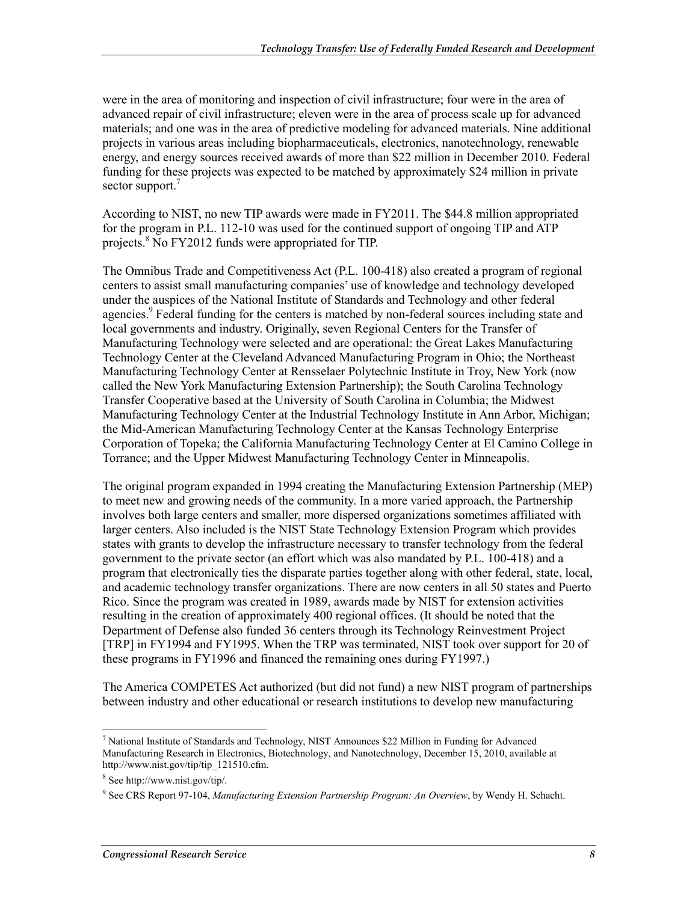were in the area of monitoring and inspection of civil infrastructure; four were in the area of advanced repair of civil infrastructure; eleven were in the area of process scale up for advanced materials; and one was in the area of predictive modeling for advanced materials. Nine additional projects in various areas including biopharmaceuticals, electronics, nanotechnology, renewable energy, and energy sources received awards of more than $22 million in December 2010. Federal funding for these projects was expected to be matched by approximately $24 million in private sector support.[7]

According to NIST, no new TIP awards were made in FY2011. The $44.8 million appropriated for the program in P.L. 112-10 was used for the continued support of ongoing TIP and ATP projects.[8] No FY2012 funds were appropriated for TIP.

The Omnibus Trade and Competitiveness Act (P.L. 100-418) also created a program of regional centers to assist small manufacturing companies' use of knowledge and technology developed under the auspices of the National Institute of Standards and Technology and other federal agencies.[9] Federal funding for the centers is matched by non-federal sources including state and local governments and industry. Originally, seven Regional Centers for the Transfer of Manufacturing Technology were selected and are operational: the Great Lakes Manufacturing Technology Center at the Cleveland Advanced Manufacturing Program in Ohio; the Northeast Manufacturing Technology Center at Rensselaer Polytechnic Institute in Troy, New York (now called the New York Manufacturing Extension Partnership); the South Carolina Technology Transfer Cooperative based at the University of South Carolina in Columbia; the Midwest Manufacturing Technology Center at the Industrial Technology Institute in Ann Arbor, Michigan; the Mid-American Manufacturing Technology Center at the Kansas Technology Enterprise Corporation of Topeka; the California Manufacturing Technology Center at El Camino College in Torrance; and the Upper Midwest Manufacturing Technology Center in Minneapolis.

The original program expanded in 1994 creating the Manufacturing Extension Partnership (MEP) to meet new and growing needs of the community. In a more varied approach, the Partnership involves both large centers and smaller, more dispersed organizations sometimes affiliated with larger centers. Also included is the NIST State Technology Extension Program which provides states with grants to develop the infrastructure necessary to transfer technology from the federal government to the private sector (an effort which was also mandated by P.L. 100-418) and a program that electronically ties the disparate parties together along with other federal, state, local, and academic technology transfer organizations. There are now centers in all 50 states and Puerto Rico. Since the program was created in 1989, awards made by NIST for extension activities resulting in the creation of approximately 400 regional offices. (It should be noted that the Department of Defense also funded 36 centers through its Technology Reinvestment Project [TRP] in FY1994 and FY1995. When the TRP was terminated, NIST took over support for 20 of these programs in FY1996 and financed the remaining ones during FY1997.)

The America COMPETES Act authorized (but did not fund) a new NIST program of partnerships between industry and other educational or research institutions to develop new manufacturing

---

[7] National Institute of Standards and Technology, NIST Announces $22 Million in Funding for Advanced Manufacturing Research in Electronics, Biotechnology, and Nanotechnology, December 15, 2010, available at http://www.nist.gov/tip/tip_121510.cfm.

[8] See http://www.nist.gov/tip/.

[9] See CRS Report 97-104, *Manufacturing Extension Partnership Program: An Overview*, by Wendy H. Schacht.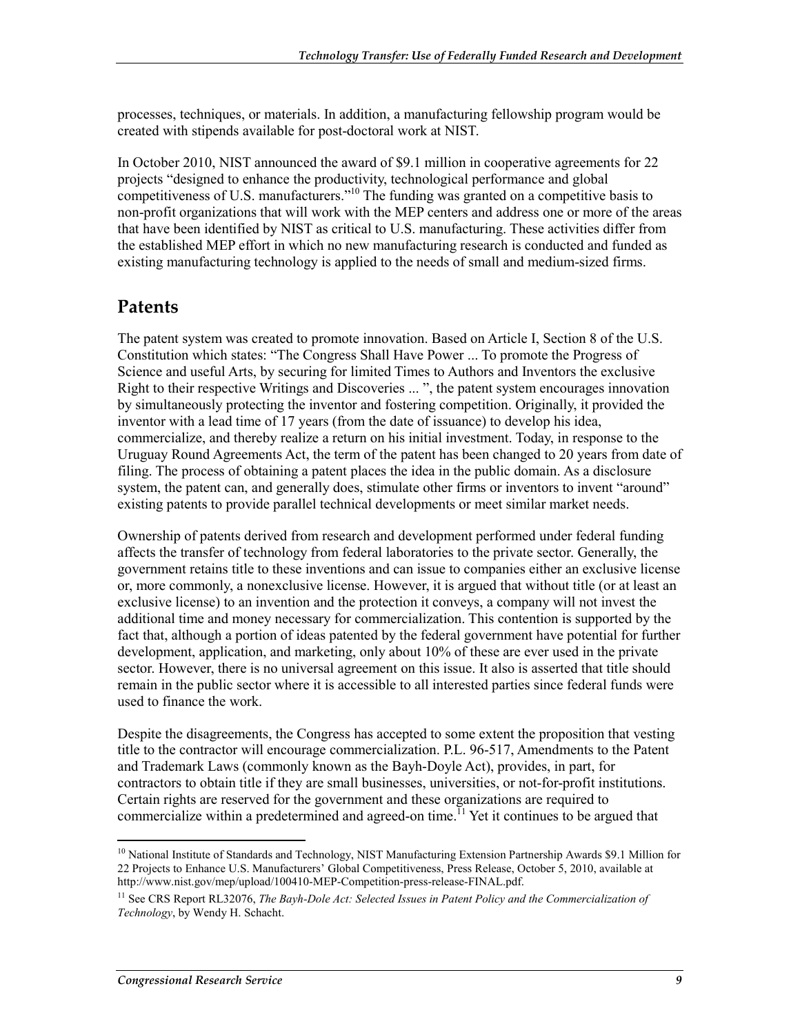processes, techniques, or materials. In addition, a manufacturing fellowship program would be created with stipends available for post-doctoral work at NIST.

In October 2010, NIST announced the award of $9.1 million in cooperative agreements for 22 projects "designed to enhance the productivity, technological performance and global competitiveness of U.S. manufacturers."[10] The funding was granted on a competitive basis to non-profit organizations that will work with the MEP centers and address one or more of the areas that have been identified by NIST as critical to U.S. manufacturing. These activities differ from the established MEP effort in which no new manufacturing research is conducted and funded as existing manufacturing technology is applied to the needs of small and medium-sized firms.

## Patents

The patent system was created to promote innovation. Based on Article I, Section 8 of the U.S. Constitution which states: "The Congress Shall Have Power ... To promote the Progress of Science and useful Arts, by securing for limited Times to Authors and Inventors the exclusive Right to their respective Writings and Discoveries ... ", the patent system encourages innovation by simultaneously protecting the inventor and fostering competition. Originally, it provided the inventor with a lead time of 17 years (from the date of issuance) to develop his idea, commercialize, and thereby realize a return on his initial investment. Today, in response to the Uruguay Round Agreements Act, the term of the patent has been changed to 20 years from date of filing. The process of obtaining a patent places the idea in the public domain. As a disclosure system, the patent can, and generally does, stimulate other firms or inventors to invent "around" existing patents to provide parallel technical developments or meet similar market needs.

Ownership of patents derived from research and development performed under federal funding affects the transfer of technology from federal laboratories to the private sector. Generally, the government retains title to these inventions and can issue to companies either an exclusive license or, more commonly, a nonexclusive license. However, it is argued that without title (or at least an exclusive license) to an invention and the protection it conveys, a company will not invest the additional time and money necessary for commercialization. This contention is supported by the fact that, although a portion of ideas patented by the federal government have potential for further development, application, and marketing, only about 10% of these are ever used in the private sector. However, there is no universal agreement on this issue. It also is asserted that title should remain in the public sector where it is accessible to all interested parties since federal funds were used to finance the work.

Despite the disagreements, the Congress has accepted to some extent the proposition that vesting title to the contractor will encourage commercialization. P.L. 96-517, Amendments to the Patent and Trademark Laws (commonly known as the Bayh-Doyle Act), provides, in part, for contractors to obtain title if they are small businesses, universities, or not-for-profit institutions. Certain rights are reserved for the government and these organizations are required to commercialize within a predetermined and agreed-on time.[11] Yet it continues to be argued that

---

[10] National Institute of Standards and Technology, NIST Manufacturing Extension Partnership Awards $9.1 Million for 22 Projects to Enhance U.S. Manufacturers' Global Competitiveness, Press Release, October 5, 2010, available at http://www.nist.gov/mep/upload/100410-MEP-Competition-press-release-FINAL.pdf.

[11] See CRS Report RL32076, *The Bayh-Dole Act: Selected Issues in Patent Policy and the Commercialization of Technology*, by Wendy H. Schacht.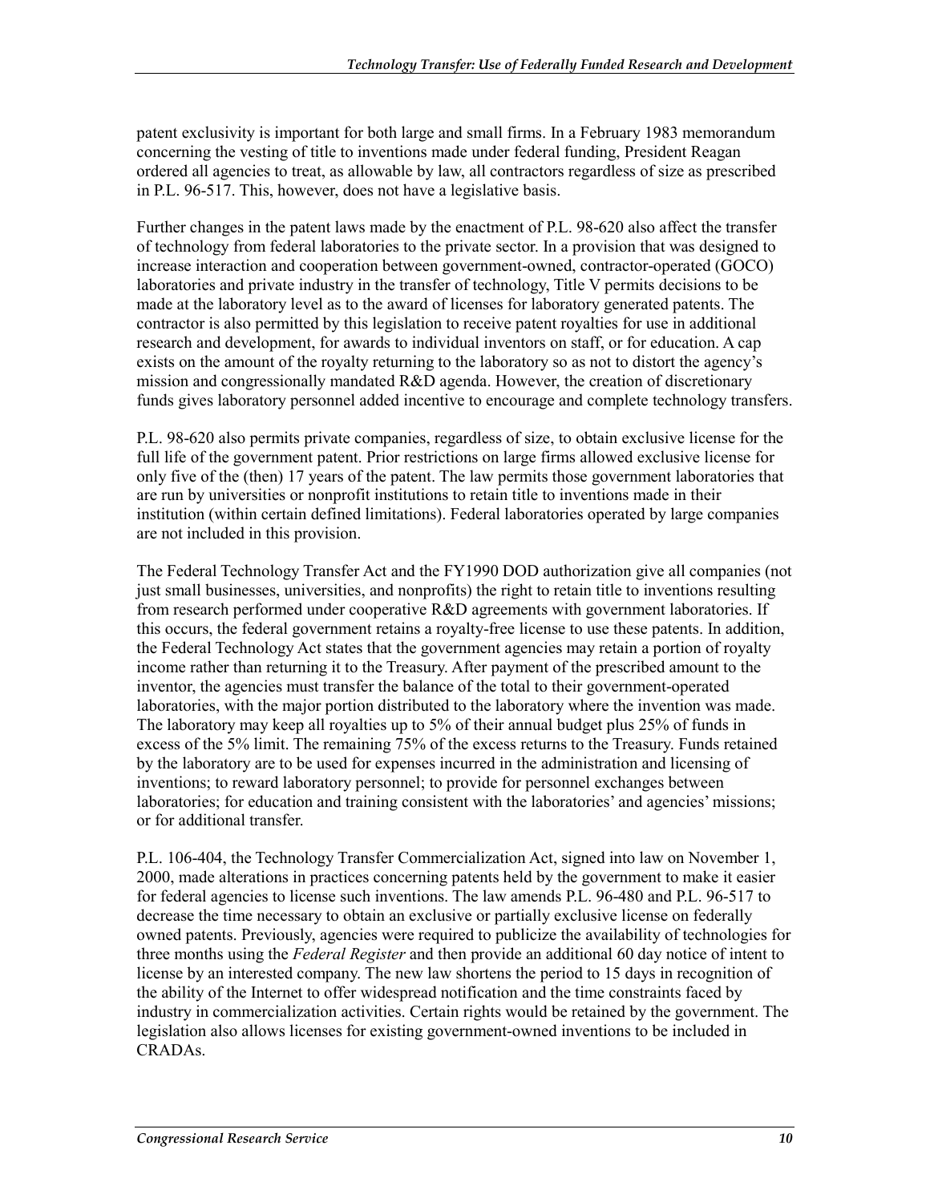patent exclusivity is important for both large and small firms. In a February 1983 memorandum concerning the vesting of title to inventions made under federal funding, President Reagan ordered all agencies to treat, as allowable by law, all contractors regardless of size as prescribed in P.L. 96-517. This, however, does not have a legislative basis.

Further changes in the patent laws made by the enactment of P.L. 98-620 also affect the transfer of technology from federal laboratories to the private sector. In a provision that was designed to increase interaction and cooperation between government-owned, contractor-operated (GOCO) laboratories and private industry in the transfer of technology, Title V permits decisions to be made at the laboratory level as to the award of licenses for laboratory generated patents. The contractor is also permitted by this legislation to receive patent royalties for use in additional research and development, for awards to individual inventors on staff, or for education. A cap exists on the amount of the royalty returning to the laboratory so as not to distort the agency's mission and congressionally mandated R&D agenda. However, the creation of discretionary funds gives laboratory personnel added incentive to encourage and complete technology transfers.

P.L. 98-620 also permits private companies, regardless of size, to obtain exclusive license for the full life of the government patent. Prior restrictions on large firms allowed exclusive license for only five of the (then) 17 years of the patent. The law permits those government laboratories that are run by universities or nonprofit institutions to retain title to inventions made in their institution (within certain defined limitations). Federal laboratories operated by large companies are not included in this provision.

The Federal Technology Transfer Act and the FY1990 DOD authorization give all companies (not just small businesses, universities, and nonprofits) the right to retain title to inventions resulting from research performed under cooperative R&D agreements with government laboratories. If this occurs, the federal government retains a royalty-free license to use these patents. In addition, the Federal Technology Act states that the government agencies may retain a portion of royalty income rather than returning it to the Treasury. After payment of the prescribed amount to the inventor, the agencies must transfer the balance of the total to their government-operated laboratories, with the major portion distributed to the laboratory where the invention was made. The laboratory may keep all royalties up to 5% of their annual budget plus 25% of funds in excess of the 5% limit. The remaining 75% of the excess returns to the Treasury. Funds retained by the laboratory are to be used for expenses incurred in the administration and licensing of inventions; to reward laboratory personnel; to provide for personnel exchanges between laboratories; for education and training consistent with the laboratories' and agencies' missions; or for additional transfer.

P.L. 106-404, the Technology Transfer Commercialization Act, signed into law on November 1, 2000, made alterations in practices concerning patents held by the government to make it easier for federal agencies to license such inventions. The law amends P.L. 96-480 and P.L. 96-517 to decrease the time necessary to obtain an exclusive or partially exclusive license on federally owned patents. Previously, agencies were required to publicize the availability of technologies for three months using the *Federal Register* and then provide an additional 60 day notice of intent to license by an interested company. The new law shortens the period to 15 days in recognition of the ability of the Internet to offer widespread notification and the time constraints faced by industry in commercialization activities. Certain rights would be retained by the government. The legislation also allows licenses for existing government-owned inventions to be included in CRADAs.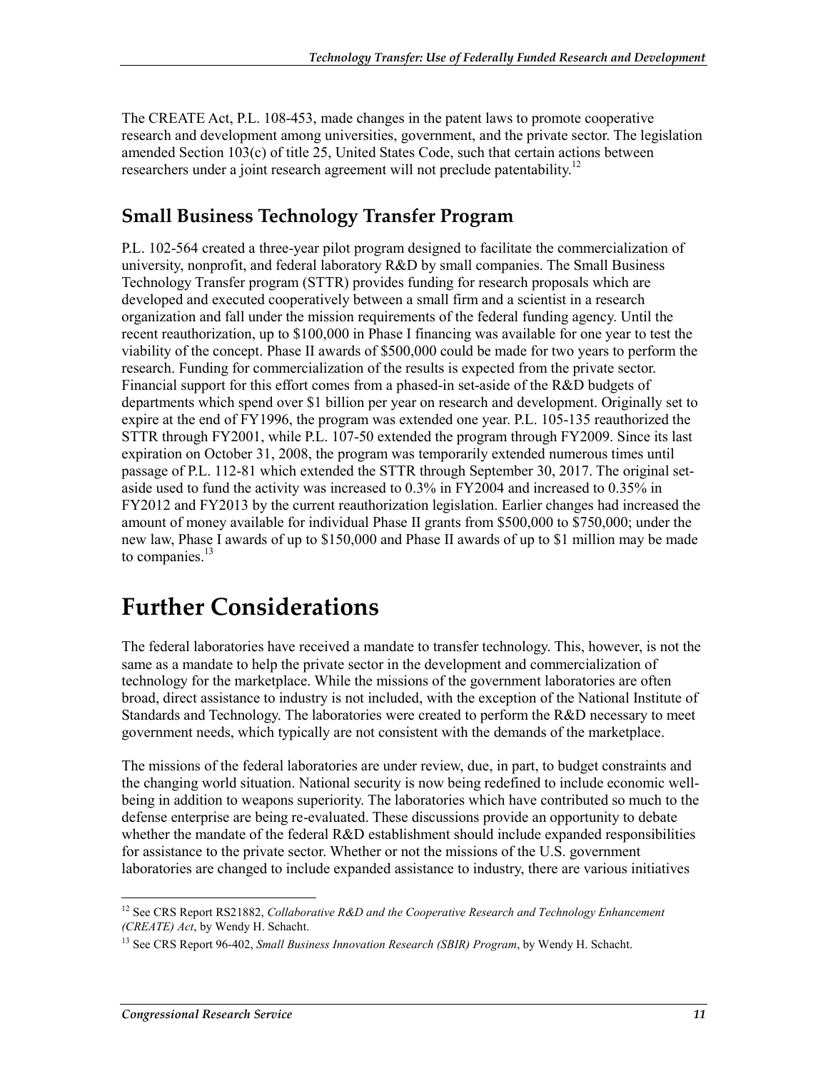The CREATE Act, P.L. 108-453, made changes in the patent laws to promote cooperative research and development among universities, government, and the private sector. The legislation amended Section 103(c) of title 25, United States Code, such that certain actions between researchers under a joint research agreement will not preclude patentability.[12]

## Small Business Technology Transfer Program

P.L. 102-564 created a three-year pilot program designed to facilitate the commercialization of university, nonprofit, and federal laboratory R&D by small companies. The Small Business Technology Transfer program (STTR) provides funding for research proposals which are developed and executed cooperatively between a small firm and a scientist in a research organization and fall under the mission requirements of the federal funding agency. Until the recent reauthorization, up to $100,000 in Phase I financing was available for one year to test the viability of the concept. Phase II awards of $500,000 could be made for two years to perform the research. Funding for commercialization of the results is expected from the private sector. Financial support for this effort comes from a phased-in set-aside of the R&D budgets of departments which spend over $1 billion per year on research and development. Originally set to expire at the end of FY1996, the program was extended one year. P.L. 105-135 reauthorized the STTR through FY2001, while P.L. 107-50 extended the program through FY2009. Since its last expiration on October 31, 2008, the program was temporarily extended numerous times until passage of P.L. 112-81 which extended the STTR through September 30, 2017. The original set-aside used to fund the activity was increased to 0.3% in FY2004 and increased to 0.35% in FY2012 and FY2013 by the current reauthorization legislation. Earlier changes had increased the amount of money available for individual Phase II grants from $500,000 to $750,000; under the new law, Phase I awards of up to $150,000 and Phase II awards of up to $1 million may be made to companies.[13]

# Further Considerations

The federal laboratories have received a mandate to transfer technology. This, however, is not the same as a mandate to help the private sector in the development and commercialization of technology for the marketplace. While the missions of the government laboratories are often broad, direct assistance to industry is not included, with the exception of the National Institute of Standards and Technology. The laboratories were created to perform the R&D necessary to meet government needs, which typically are not consistent with the demands of the marketplace.

The missions of the federal laboratories are under review, due, in part, to budget constraints and the changing world situation. National security is now being redefined to include economic well-being in addition to weapons superiority. The laboratories which have contributed so much to the defense enterprise are being re-evaluated. These discussions provide an opportunity to debate whether the mandate of the federal R&D establishment should include expanded responsibilities for assistance to the private sector. Whether or not the missions of the U.S. government laboratories are changed to include expanded assistance to industry, there are various initiatives

---

[12] See CRS Report RS21882, *Collaborative R&D and the Cooperative Research and Technology Enhancement (CREATE) Act*, by Wendy H. Schacht.

[13] See CRS Report 96-402, *Small Business Innovation Research (SBIR) Program*, by Wendy H. Schacht.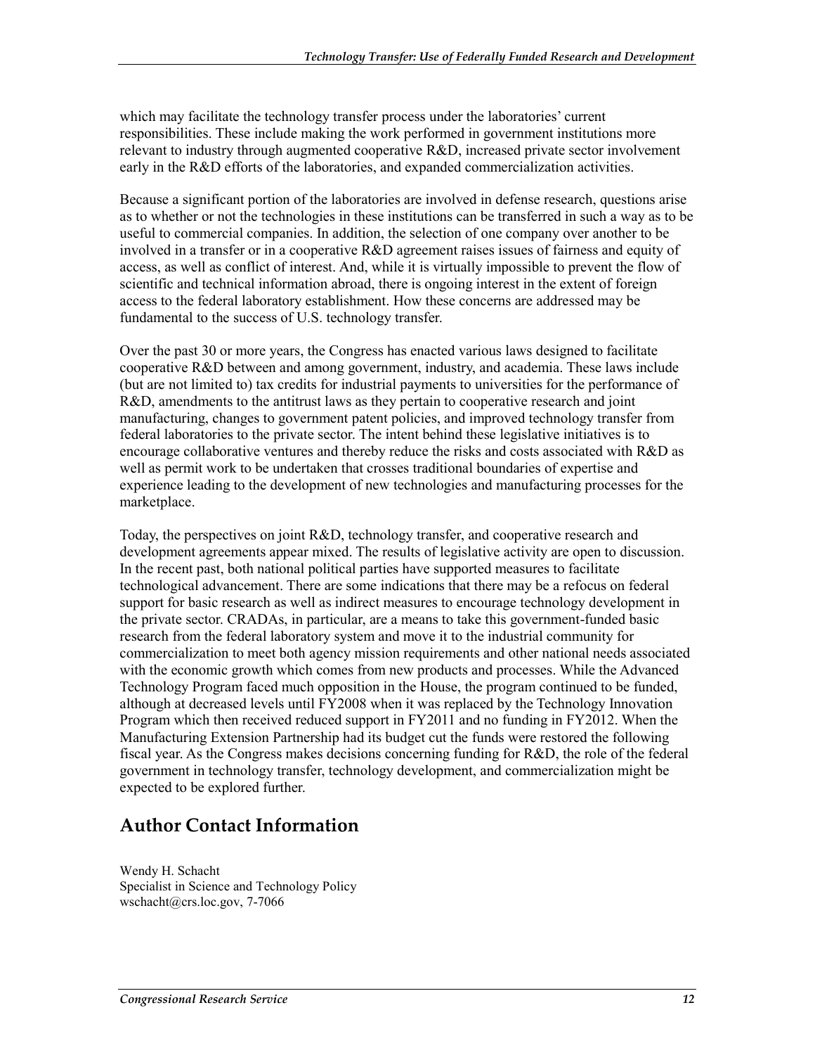which may facilitate the technology transfer process under the laboratories' current responsibilities. These include making the work performed in government institutions more relevant to industry through augmented cooperative R&D, increased private sector involvement early in the R&D efforts of the laboratories, and expanded commercialization activities.

Because a significant portion of the laboratories are involved in defense research, questions arise as to whether or not the technologies in these institutions can be transferred in such a way as to be useful to commercial companies. In addition, the selection of one company over another to be involved in a transfer or in a cooperative R&D agreement raises issues of fairness and equity of access, as well as conflict of interest. And, while it is virtually impossible to prevent the flow of scientific and technical information abroad, there is ongoing interest in the extent of foreign access to the federal laboratory establishment. How these concerns are addressed may be fundamental to the success of U.S. technology transfer.

Over the past 30 or more years, the Congress has enacted various laws designed to facilitate cooperative R&D between and among government, industry, and academia. These laws include (but are not limited to) tax credits for industrial payments to universities for the performance of R&D, amendments to the antitrust laws as they pertain to cooperative research and joint manufacturing, changes to government patent policies, and improved technology transfer from federal laboratories to the private sector. The intent behind these legislative initiatives is to encourage collaborative ventures and thereby reduce the risks and costs associated with R&D as well as permit work to be undertaken that crosses traditional boundaries of expertise and experience leading to the development of new technologies and manufacturing processes for the marketplace.

Today, the perspectives on joint R&D, technology transfer, and cooperative research and development agreements appear mixed. The results of legislative activity are open to discussion. In the recent past, both national political parties have supported measures to facilitate technological advancement. There are some indications that there may be a refocus on federal support for basic research as well as indirect measures to encourage technology development in the private sector. CRADAs, in particular, are a means to take this government-funded basic research from the federal laboratory system and move it to the industrial community for commercialization to meet both agency mission requirements and other national needs associated with the economic growth which comes from new products and processes. While the Advanced Technology Program faced much opposition in the House, the program continued to be funded, although at decreased levels until FY2008 when it was replaced by the Technology Innovation Program which then received reduced support in FY2011 and no funding in FY2012. When the Manufacturing Extension Partnership had its budget cut the funds were restored the following fiscal year. As the Congress makes decisions concerning funding for R&D, the role of the federal government in technology transfer, technology development, and commercialization might be expected to be explored further.

## Author Contact Information

Wendy H. Schacht
Specialist in Science and Technology Policy
wschacht@crs.loc.gov, 7-7066